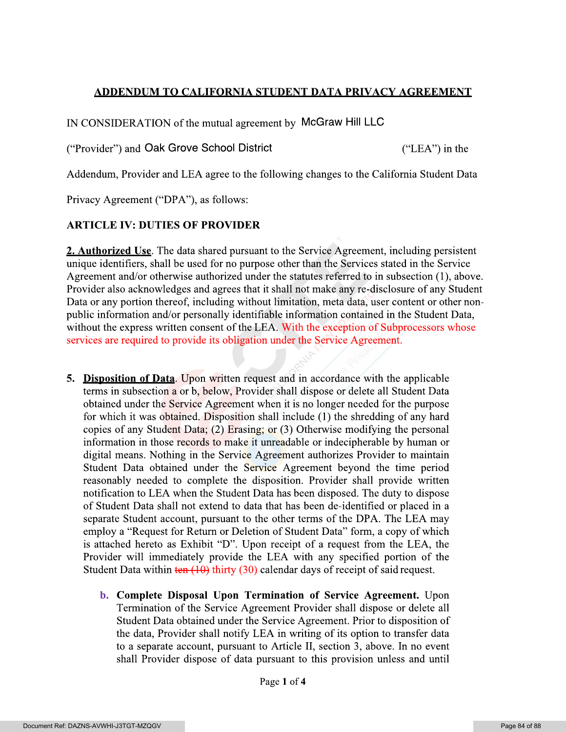## ADDENDUM TO CALIFORNIA STUDENT DATA PRIVACY AGREEMENT

IN CONSIDERATION of the mutual agreement by McGraw Hill LLC

("Provider") and Oak Grove School District ("LEA") in the

Addendum, Provider and LEA agree to the following changes to the California Student Data

Privacy Agreement ("DPA"), as follows:

**ARTICLE IV: DUTIES OF PROVIDER**

**2. Authorized Use**. The data shared pursuant to the Service Agreement, including persistent unique identifiers, shall be used for no purpose other than the Services stated in the Service Agreement and/or otherwise authorized under the statutes referred to in subsection (1), above. Provider also acknowledges and agrees that it shall not make any re-disclosure of any Student Data or any portion thereof, including without limitation, meta data, user content or other non-public information and/or personally identifiable information contained in the Student Data, without the express written consent of the LEA. With the exception of Subprocessors whose services are required to provide its obligation under the Service Agreement.

5. **Disposition of Data**. Upon written request and in accordance with the applicable terms in subsection a or b, below, Provider shall dispose or delete all Student Data obtained under the Service Agreement when it is no longer needed for the purpose for which it was obtained. Disposition shall include (1) the shredding of any hard copies of any Student Data; (2) Erasing; or (3) Otherwise modifying the personal information in those records to make it unreadable or indecipherable by human or digital means. Nothing in the Service Agreement authorizes Provider to maintain Student Data obtained under the Service Agreement beyond the time period reasonably needed to complete the disposition. Provider shall provide written notification to LEA when the Student Data has been disposed. The duty to dispose of Student Data shall not extend to data that has been de-identified or placed in a separate Student account, pursuant to the other terms of the DPA. The LEA may employ a "Request for Return or Deletion of Student Data" form, a copy of which is attached hereto as Exhibit "D". Upon receipt of a request from the LEA, the Provider will immediately provide the LEA with any specified portion of the Student Data within ~~ten (10)~~ thirty (30) calendar days of receipt of said request.

   b. **Complete Disposal Upon Termination of Service Agreement.** Upon Termination of the Service Agreement Provider shall dispose or delete all Student Data obtained under the Service Agreement. Prior to disposition of the data, Provider shall notify LEA in writing of its option to transfer data to a separate account, pursuant to Article II, section 3, above. In no event shall Provider dispose of data pursuant to this provision unless and until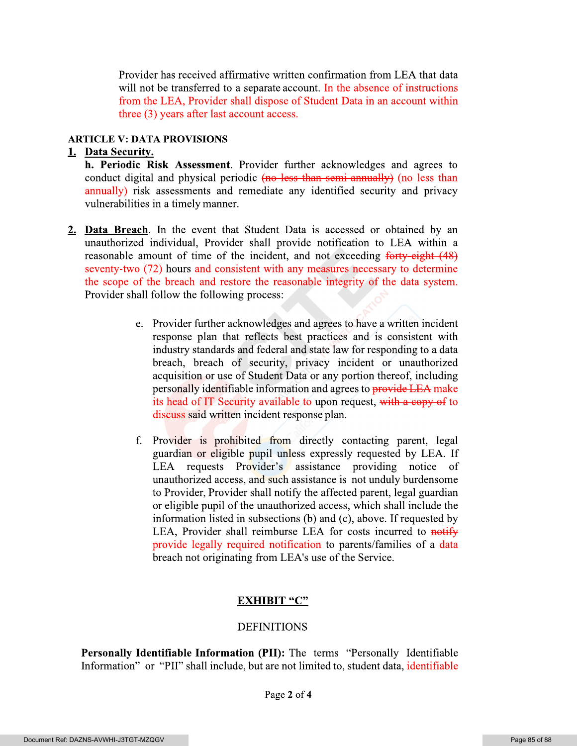Provider has received affirmative written confirmation from LEA that data will not be transferred to a separate account. In the absence of instructions from the LEA, Provider shall dispose of Student Data in an account within three (3) years after last account access.

**ARTICLE V: DATA PROVISIONS**

**1. Data Security.**

**h. Periodic Risk Assessment**. Provider further acknowledges and agrees to conduct digital and physical periodic ~~(no less than semi annually)~~ (no less than annually) risk assessments and remediate any identified security and privacy vulnerabilities in a timely manner.

**2. Data Breach**. In the event that Student Data is accessed or obtained by an unauthorized individual, Provider shall provide notification to LEA within a reasonable amount of time of the incident, and not exceeding ~~forty-eight (48)~~ seventy-two (72) hours and consistent with any measures necessary to determine the scope of the breach and restore the reasonable integrity of the data system. Provider shall follow the following process:

e. Provider further acknowledges and agrees to have a written incident response plan that reflects best practices and is consistent with industry standards and federal and state law for responding to a data breach, breach of security, privacy incident or unauthorized acquisition or use of Student Data or any portion thereof, including personally identifiable information and agrees to ~~provide LEA~~ make its head of IT Security available to upon request, ~~with a copy of~~ to discuss said written incident response plan.

f. Provider is prohibited from directly contacting parent, legal guardian or eligible pupil unless expressly requested by LEA. If LEA requests Provider's assistance providing notice of unauthorized access, and such assistance is not unduly burdensome to Provider, Provider shall notify the affected parent, legal guardian or eligible pupil of the unauthorized access, which shall include the information listed in subsections (b) and (c), above. If requested by LEA, Provider shall reimburse LEA for costs incurred to ~~notify~~ provide legally required notification to parents/families of a data breach not originating from LEA's use of the Service.

**EXHIBIT "C"**

DEFINITIONS

**Personally Identifiable Information (PII):** The terms "Personally Identifiable Information" or "PII" shall include, but are not limited to, student data, identifiable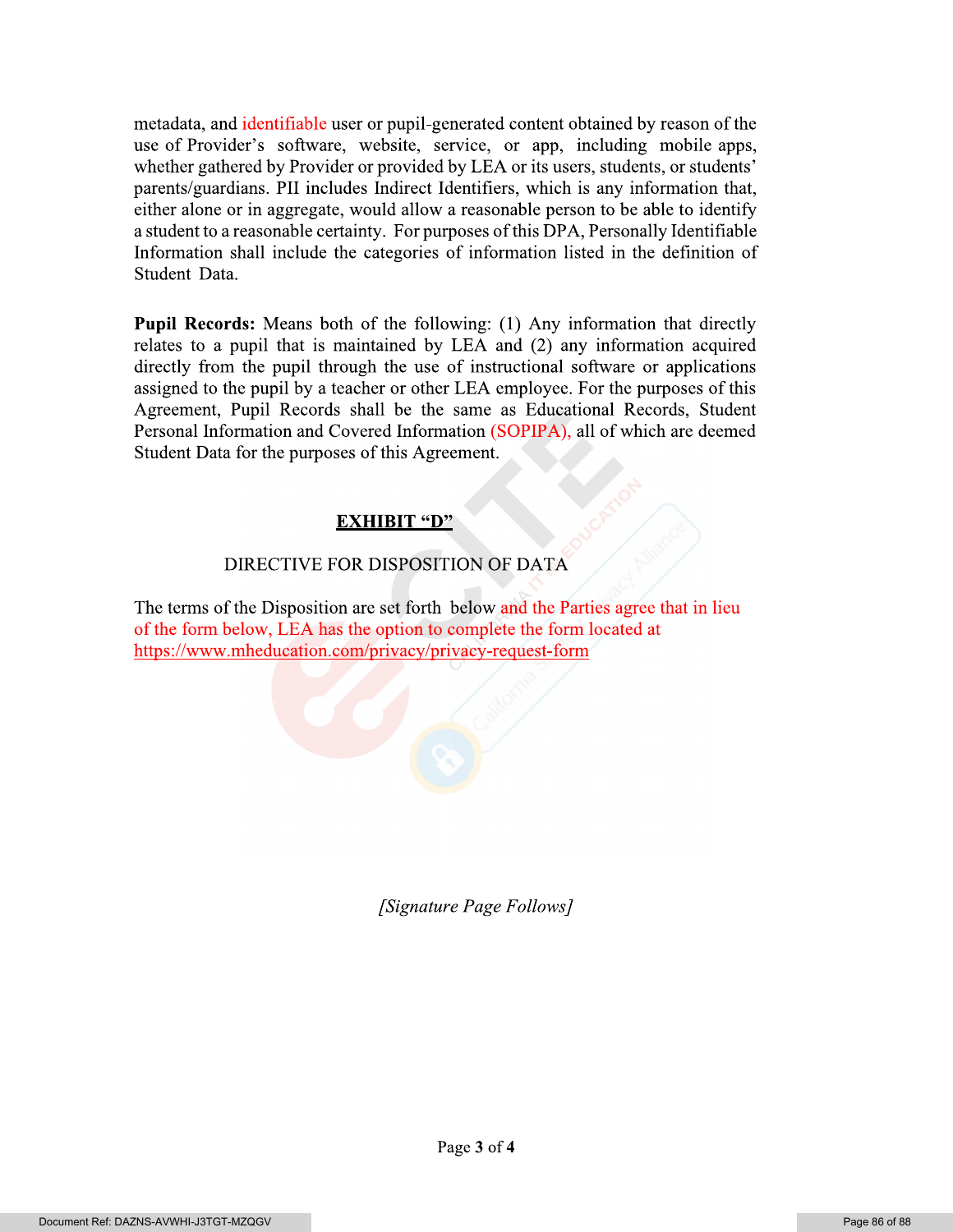metadata, and identifiable user or pupil-generated content obtained by reason of the use of Provider's software, website, service, or app, including mobile apps, whether gathered by Provider or provided by LEA or its users, students, or students' parents/guardians. PII includes Indirect Identifiers, which is any information that, either alone or in aggregate, would allow a reasonable person to be able to identify a student to a reasonable certainty. For purposes of this DPA, Personally Identifiable Information shall include the categories of information listed in the definition of Student Data.

**Pupil Records:** Means both of the following: (1) Any information that directly relates to a pupil that is maintained by LEA and (2) any information acquired directly from the pupil through the use of instructional software or applications assigned to the pupil by a teacher or other LEA employee. For the purposes of this Agreement, Pupil Records shall be the same as Educational Records, Student Personal Information and Covered Information (SOPIPA), all of which are deemed Student Data for the purposes of this Agreement.

## EXHIBIT "D"

### DIRECTIVE FOR DISPOSITION OF DATA

The terms of the Disposition are set forth below and the Parties agree that in lieu of the form below, LEA has the option to complete the form located at https://www.mheducation.com/privacy/privacy-request-form

*[Signature Page Follows]*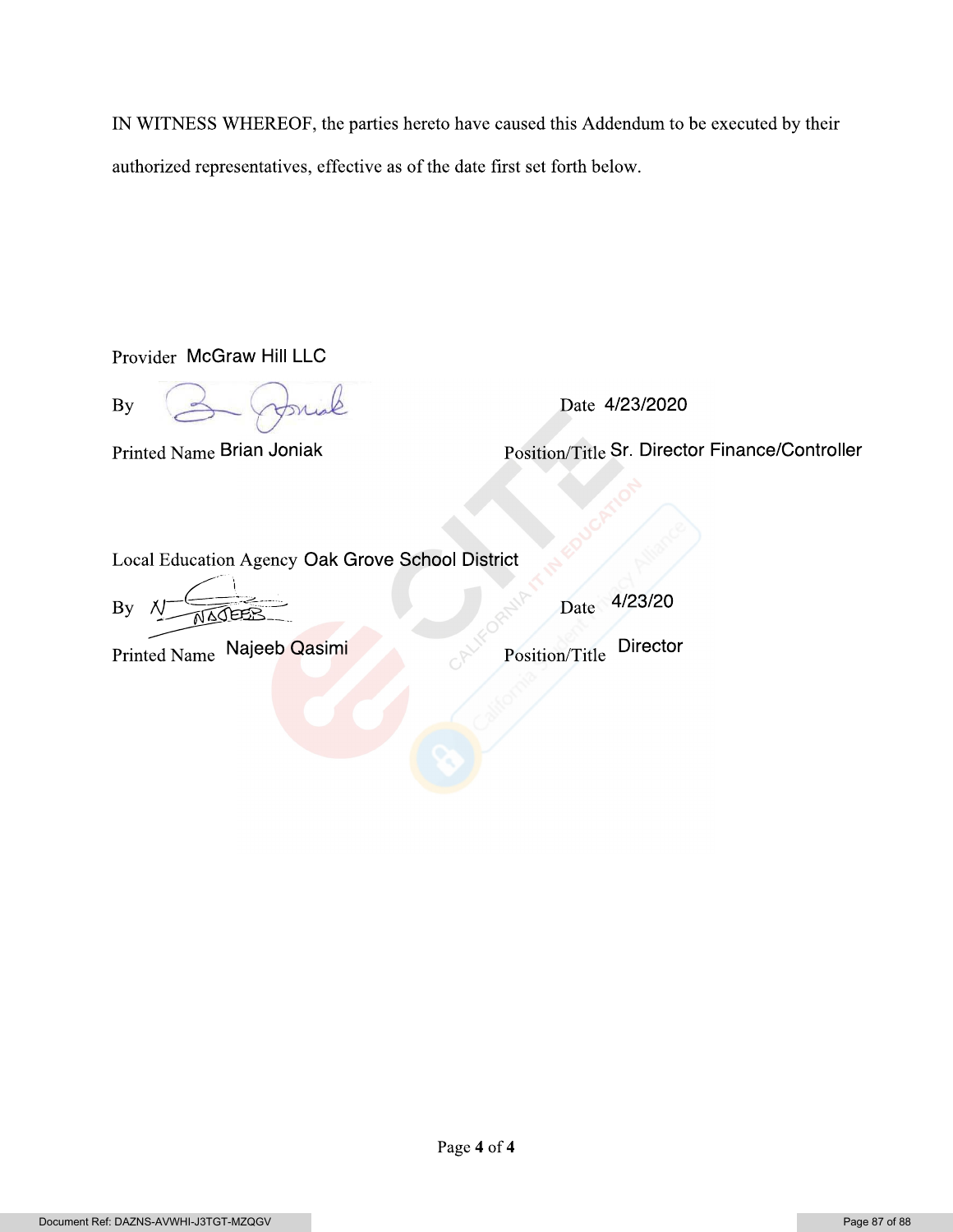IN WITNESS WHEREOF, the parties hereto have caused this Addendum to be executed by their authorized representatives, effective as of the date first set forth below.

Provider McGraw Hill LLC

By _______________ Date 4/23/2020

Printed Name Brian Joniak Position/Title Sr. Director Finance/Controller

Local Education Agency Oak Grove School District

By _______________ Date 4/23/20

Printed Name Najeeb Qasimi Position/Title Director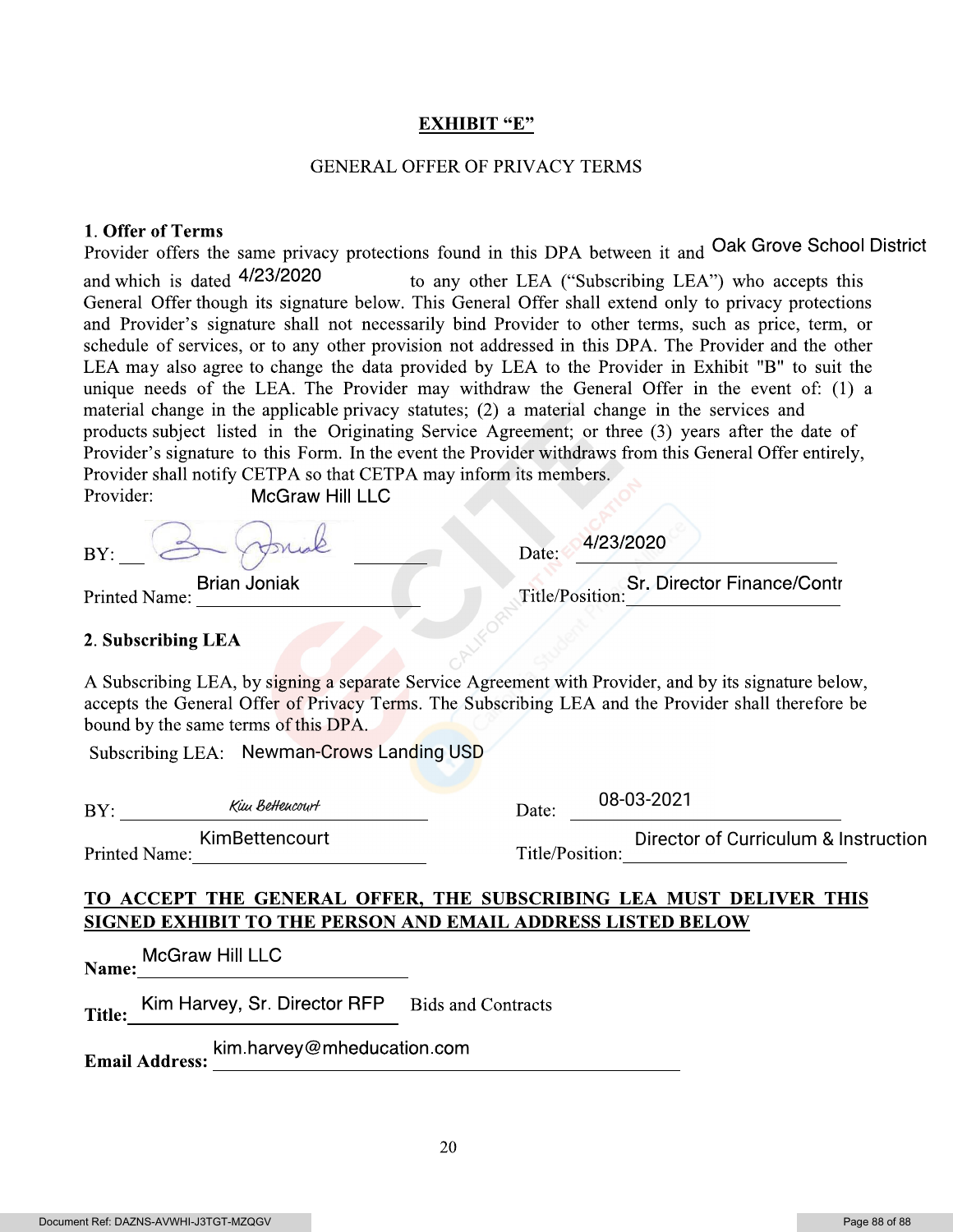## EXHIBIT "E"

GENERAL OFFER OF PRIVACY TERMS

**1. Offer of Terms**

Provider offers the same privacy protections found in this DPA between it and Oak Grove School District and which is dated 4/23/2020 to any other LEA ("Subscribing LEA") who accepts this General Offer though its signature below. This General Offer shall extend only to privacy protections and Provider's signature shall not necessarily bind Provider to other terms, such as price, term, or schedule of services, or to any other provision not addressed in this DPA. The Provider and the other LEA may also agree to change the data provided by LEA to the Provider in Exhibit "B" to suit the unique needs of the LEA. The Provider may withdraw the General Offer in the event of: (1) a material change in the applicable privacy statutes; (2) a material change in the services and products subject listed in the Originating Service Agreement; or three (3) years after the date of Provider's signature to this Form. In the event the Provider withdraws from this General Offer entirely, Provider shall notify CETPA so that CETPA may inform its members.

Provider: McGraw Hill LLC

BY: [signature] Date: 4/23/2020

Printed Name: Brian Joniak Title/Position: Sr. Director Finance/Contr

**2. Subscribing LEA**

A Subscribing LEA, by signing a separate Service Agreement with Provider, and by its signature below, accepts the General Offer of Privacy Terms. The Subscribing LEA and the Provider shall therefore be bound by the same terms of this DPA.

Subscribing LEA: Newman-Crows Landing USD

BY: Kim Bettencourt Date: 08-03-2021

Printed Name: KimBettencourt Title/Position: Director of Curriculum & Instruction

**TO ACCEPT THE GENERAL OFFER, THE SUBSCRIBING LEA MUST DELIVER THIS SIGNED EXHIBIT TO THE PERSON AND EMAIL ADDRESS LISTED BELOW**

**Name:** McGraw Hill LLC

**Title:** Kim Harvey, Sr. Director RFP Bids and Contracts

**Email Address:** kim.harvey@mheducation.com